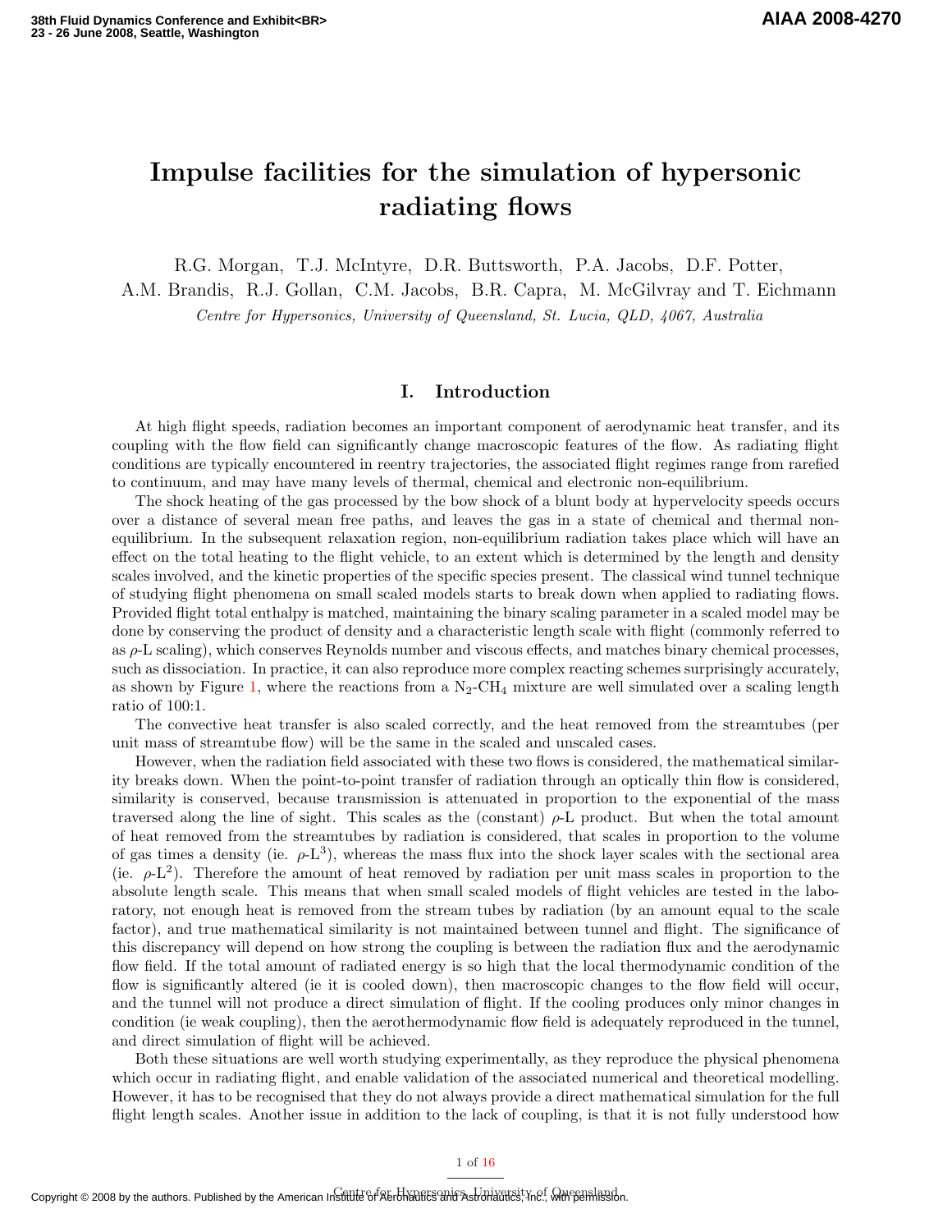# Impulse facilities for the simulation of hypersonic radiating flows

R.G. Morgan, T.J. McIntyre, D.R. Buttsworth, P.A. Jacobs, D.F. Potter, A.M. Brandis, R.J. Gollan, C.M. Jacobs, B.R. Capra, M. McGilvray and T. Eichmann

*Centre for Hypersonics, University of Queensland, St. Lucia, QLD, 4067, Australia*

## I. Introduction

At high flight speeds, radiation becomes an important component of aerodynamic heat transfer, and its coupling with the flow field can significantly change macroscopic features of the flow. As radiating flight conditions are typically encountered in reentry trajectories, the associated flight regimes range from rarefied to continuum, and may have many levels of thermal, chemical and electronic non-equilibrium.

The shock heating of the gas processed by the bow shock of a blunt body at hypervelocity speeds occurs over a distance of several mean free paths, and leaves the gas in a state of chemical and thermal non-equilibrium. In the subsequent relaxation region, non-equilibrium radiation takes place which will have an effect on the total heating to the flight vehicle, to an extent which is determined by the length and density scales involved, and the kinetic properties of the specific species present. The classical wind tunnel technique of studying flight phenomena on small scaled models starts to break down when applied to radiating flows. Provided flight total enthalpy is matched, maintaining the binary scaling parameter in a scaled model may be done by conserving the product of density and a characteristic length scale with flight (commonly referred to as $\rho$-L scaling), which conserves Reynolds number and viscous effects, and matches binary chemical processes, such as dissociation. In practice, it can also reproduce more complex reacting schemes surprisingly accurately, as shown by Figure 1, where the reactions from a $N_2$-$CH_4$ mixture are well simulated over a scaling length ratio of 100:1.

The convective heat transfer is also scaled correctly, and the heat removed from the streamtubes (per unit mass of streamtube flow) will be the same in the scaled and unscaled cases.

However, when the radiation field associated with these two flows is considered, the mathematical similarity breaks down. When the point-to-point transfer of radiation through an optically thin flow is considered, similarity is conserved, because transmission is attenuated in proportion to the exponential of the mass traversed along the line of sight. This scales as the (constant) $\rho$-L product. But when the total amount of heat removed from the streamtubes by radiation is considered, that scales in proportion to the volume of gas times a density (ie. $\rho$-$L^3$), whereas the mass flux into the shock layer scales with the sectional area (ie. $\rho$-$L^2$). Therefore the amount of heat removed by radiation per unit mass scales in proportion to the absolute length scale. This means that when small scaled models of flight vehicles are tested in the laboratory, not enough heat is removed from the stream tubes by radiation (by an amount equal to the scale factor), and true mathematical similarity is not maintained between tunnel and flight. The significance of this discrepancy will depend on how strong the coupling is between the radiation flux and the aerodynamic flow field. If the total amount of radiated energy is so high that the local thermodynamic condition of the flow is significantly altered (ie it is cooled down), then macroscopic changes to the flow field will occur, and the tunnel will not produce a direct simulation of flight. If the cooling produces only minor changes in condition (ie weak coupling), then the aerothermodynamic flow field is adequately reproduced in the tunnel, and direct simulation of flight will be achieved.

Both these situations are well worth studying experimentally, as they reproduce the physical phenomena which occur in radiating flight, and enable validation of the associated numerical and theoretical modelling. However, it has to be recognised that they do not always provide a direct mathematical simulation for the full flight length scales. Another issue in addition to the lack of coupling, is that it is not fully understood how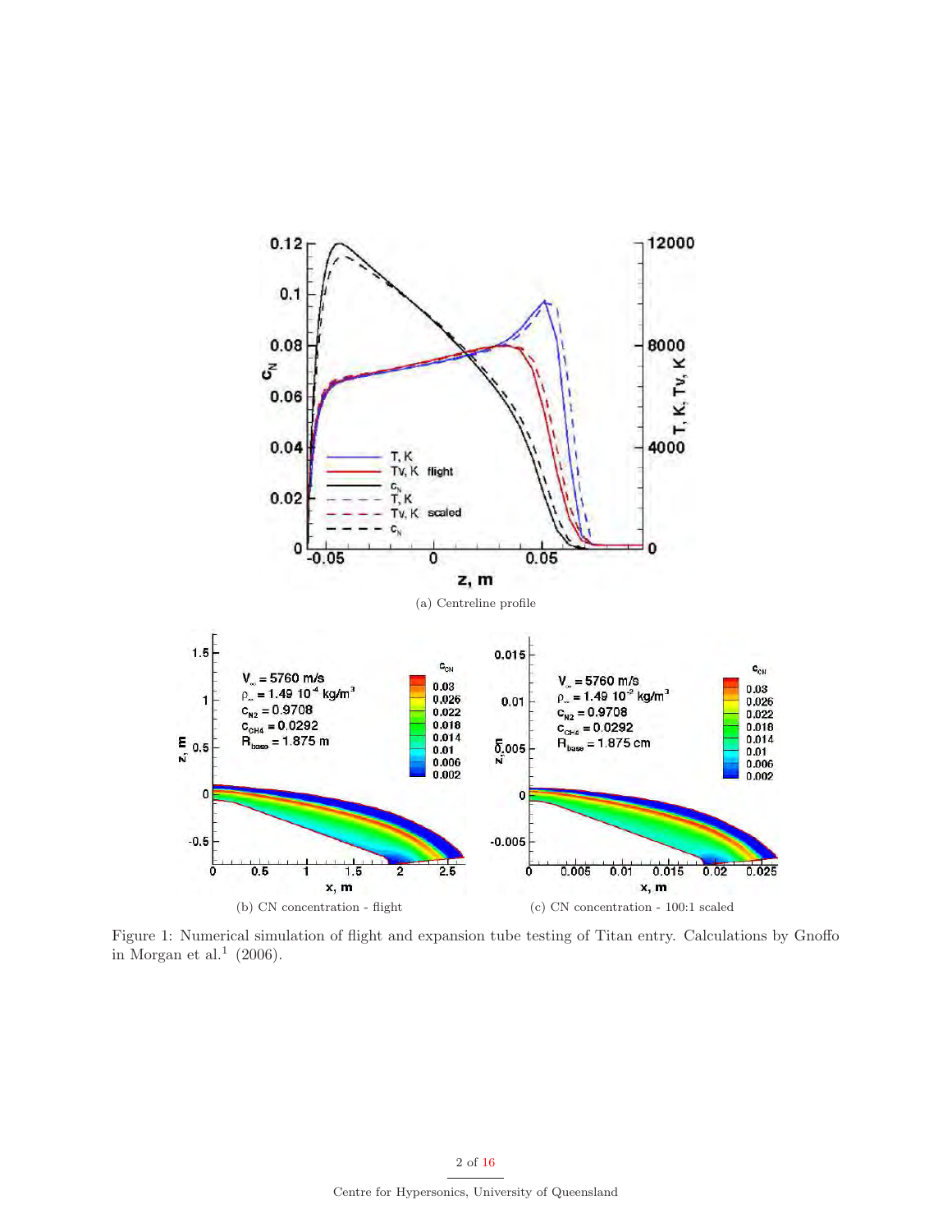(a) Centreline profile

(b) CN concentration - flight

(c) CN concentration - 100:1 scaled

Figure 1: Numerical simulation of flight and expansion tube testing of Titan entry. Calculations by Gnoffo in Morgan et al.[1] (2006).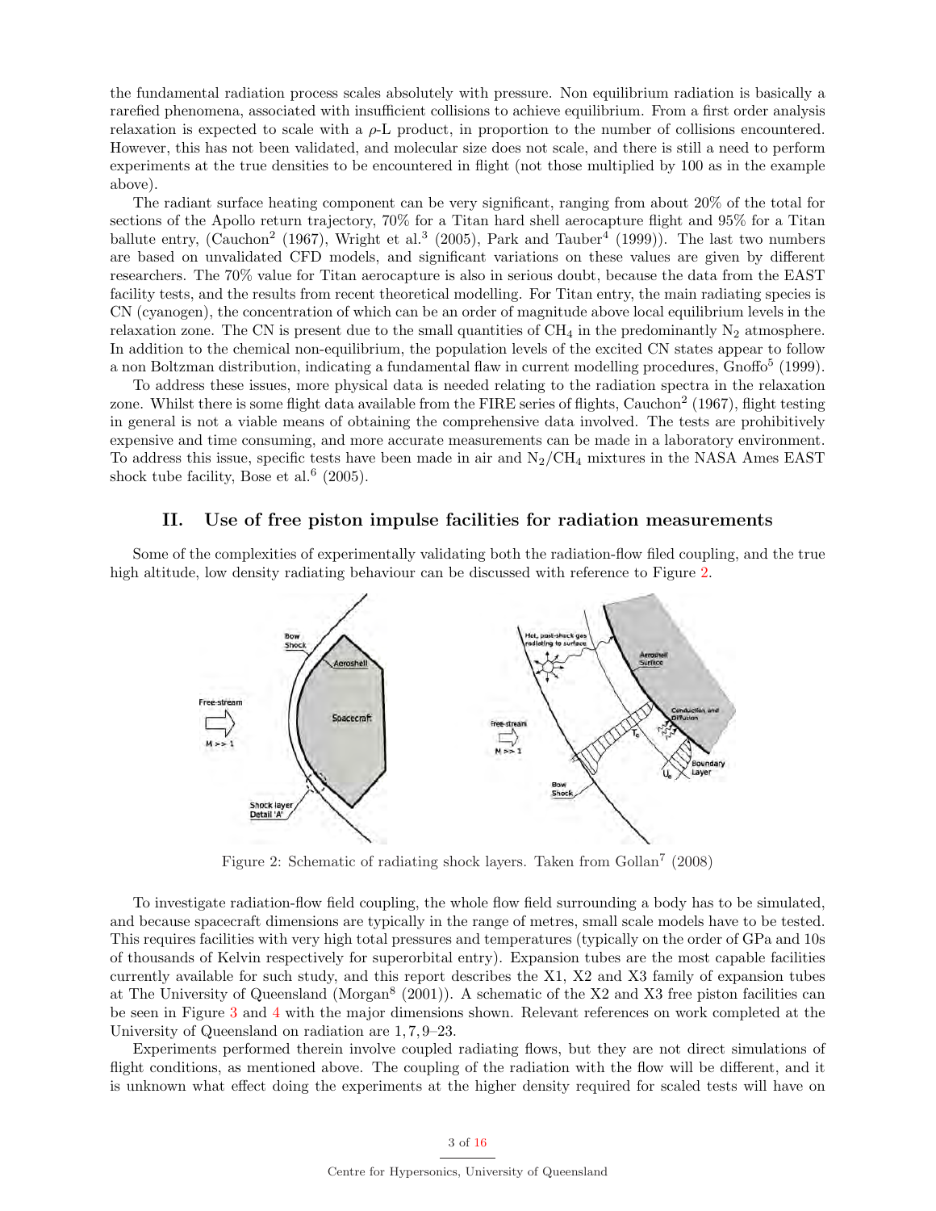the fundamental radiation process scales absolutely with pressure. Non equilibrium radiation is basically a rarefied phenomena, associated with insufficient collisions to achieve equilibrium. From a first order analysis relaxation is expected to scale with a $\rho$-L product, in proportion to the number of collisions encountered. However, this has not been validated, and molecular size does not scale, and there is still a need to perform experiments at the true densities to be encountered in flight (not those multiplied by 100 as in the example above).

The radiant surface heating component can be very significant, ranging from about 20% of the total for sections of the Apollo return trajectory, 70% for a Titan hard shell aerocapture flight and 95% for a Titan ballute entry, (Cauchon[2] (1967), Wright et al.[3] (2005), Park and Tauber[4] (1999)). The last two numbers are based on unvalidated CFD models, and significant variations on these values are given by different researchers. The 70% value for Titan aerocapture is also in serious doubt, because the data from the EAST facility tests, and the results from recent theoretical modelling. For Titan entry, the main radiating species is CN (cyanogen), the concentration of which can be an order of magnitude above local equilibrium levels in the relaxation zone. The CN is present due to the small quantities of $CH_4$ in the predominantly $N_2$ atmosphere. In addition to the chemical non-equilibrium, the population levels of the excited CN states appear to follow a non Boltzman distribution, indicating a fundamental flaw in current modelling procedures, Gnoffo[5] (1999).

To address these issues, more physical data is needed relating to the radiation spectra in the relaxation zone. Whilst there is some flight data available from the FIRE series of flights, Cauchon[2] (1967), flight testing in general is not a viable means of obtaining the comprehensive data involved. The tests are prohibitively expensive and time consuming, and more accurate measurements can be made in a laboratory environment. To address this issue, specific tests have been made in air and $N_2/CH_4$ mixtures in the NASA Ames EAST shock tube facility, Bose et al.[6] (2005).

## II. Use of free piston impulse facilities for radiation measurements

Some of the complexities of experimentally validating both the radiation-flow filed coupling, and the true high altitude, low density radiating behaviour can be discussed with reference to Figure 2.

Figure 2: Schematic of radiating shock layers. Taken from Gollan[7] (2008)

To investigate radiation-flow field coupling, the whole flow field surrounding a body has to be simulated, and because spacecraft dimensions are typically in the range of metres, small scale models have to be tested. This requires facilities with very high total pressures and temperatures (typically on the order of GPa and 10s of thousands of Kelvin respectively for superorbital entry). Expansion tubes are the most capable facilities currently available for such study, and this report describes the X1, X2 and X3 family of expansion tubes at The University of Queensland (Morgan[8] (2001)). A schematic of the X2 and X3 free piston facilities can be seen in Figure 3 and 4 with the major dimensions shown. Relevant references on work completed at the University of Queensland on radiation are 1, 7, 9–23.

Experiments performed therein involve coupled radiating flows, but they are not direct simulations of flight conditions, as mentioned above. The coupling of the radiation with the flow will be different, and it is unknown what effect doing the experiments at the higher density required for scaled tests will have on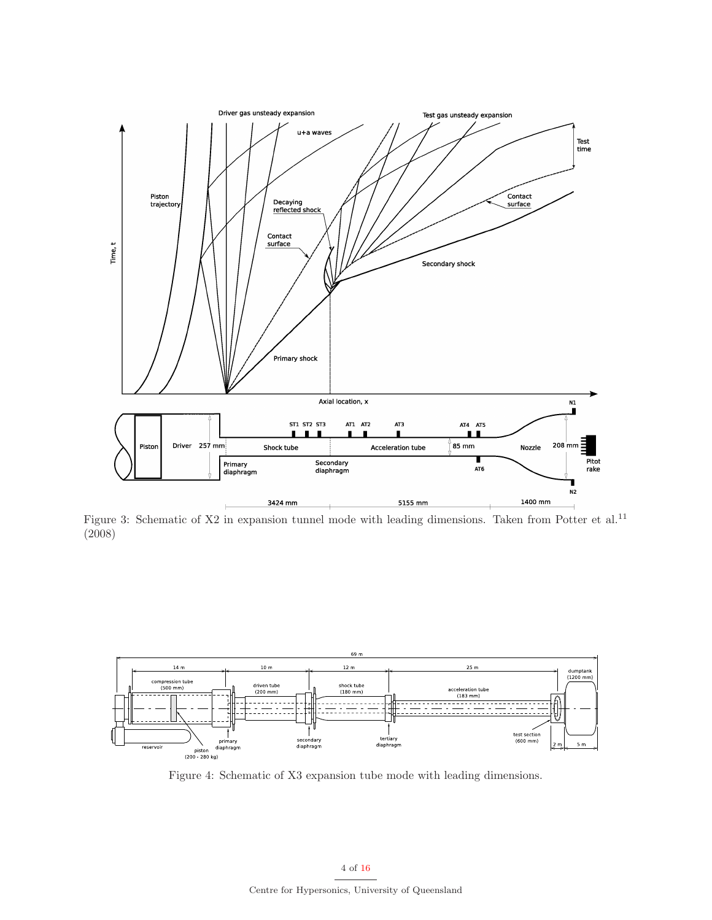Figure 3: Schematic of X2 in expansion tunnel mode with leading dimensions. Taken from Potter et al.[11] (2008)

Figure 4: Schematic of X3 expansion tube mode with leading dimensions.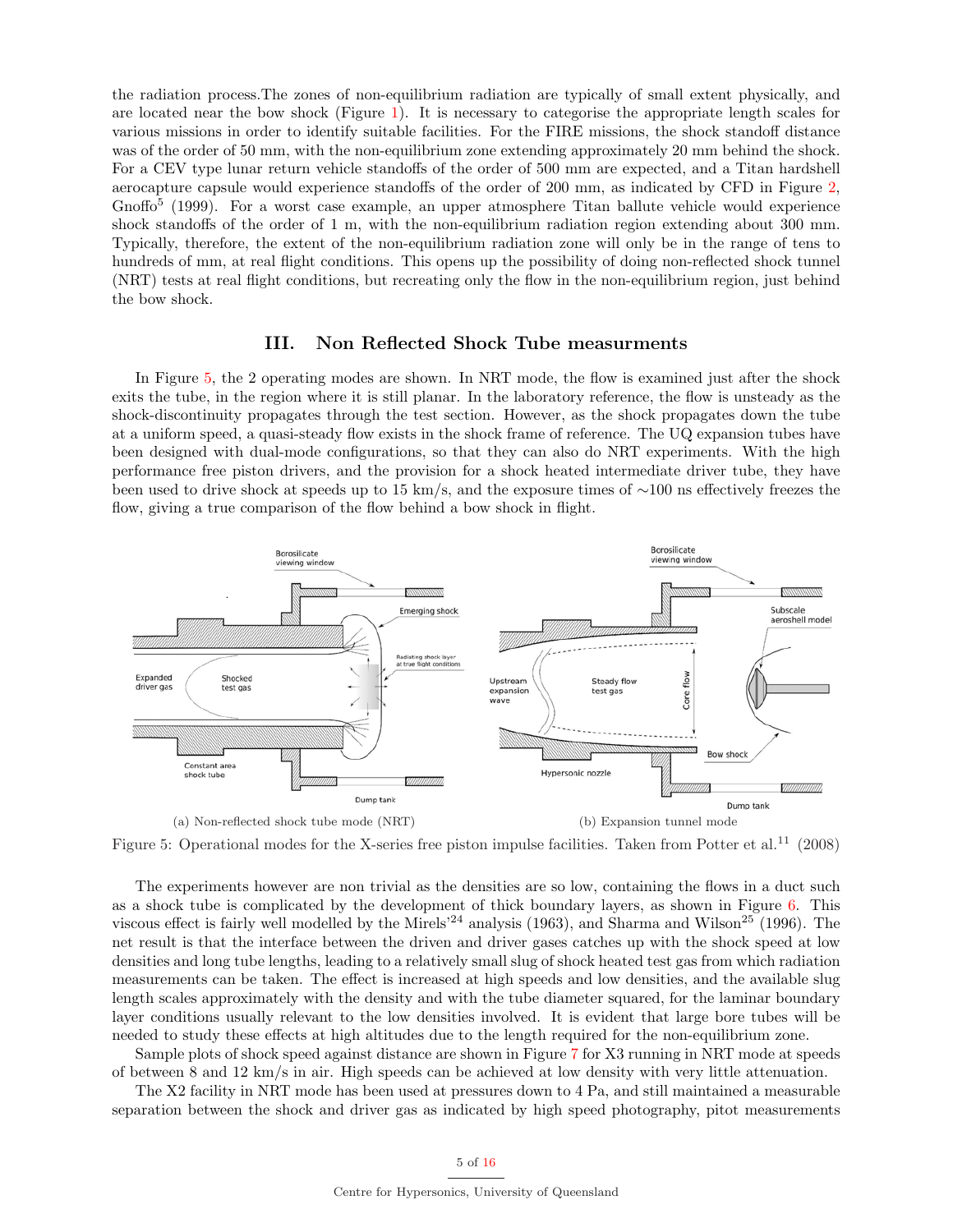the radiation process.The zones of non-equilibrium radiation are typically of small extent physically, and are located near the bow shock (Figure 1). It is necessary to categorise the appropriate length scales for various missions in order to identify suitable facilities. For the FIRE missions, the shock standoff distance was of the order of 50 mm, with the non-equilibrium zone extending approximately 20 mm behind the shock. For a CEV type lunar return vehicle standoffs of the order of 500 mm are expected, and a Titan hardshell aerocapture capsule would experience standoffs of the order of 200 mm, as indicated by CFD in Figure 2, Gnoffo[5] (1999). For a worst case example, an upper atmosphere Titan ballute vehicle would experience shock standoffs of the order of 1 m, with the non-equilibrium radiation region extending about 300 mm. Typically, therefore, the extent of the non-equilibrium radiation zone will only be in the range of tens to hundreds of mm, at real flight conditions. This opens up the possibility of doing non-reflected shock tunnel (NRT) tests at real flight conditions, but recreating only the flow in the non-equilibrium region, just behind the bow shock.

## III. Non Reflected Shock Tube measurments

In Figure 5, the 2 operating modes are shown. In NRT mode, the flow is examined just after the shock exits the tube, in the region where it is still planar. In the laboratory reference, the flow is unsteady as the shock-discontinuity propagates through the test section. However, as the shock propagates down the tube at a uniform speed, a quasi-steady flow exists in the shock frame of reference. The UQ expansion tubes have been designed with dual-mode configurations, so that they can also do NRT experiments. With the high performance free piston drivers, and the provision for a shock heated intermediate driver tube, they have been used to drive shock at speeds up to 15 km/s, and the exposure times of ∼100 ns effectively freezes the flow, giving a true comparison of the flow behind a bow shock in flight.

(a) Non-reflected shock tube mode (NRT)

(b) Expansion tunnel mode

Figure 5: Operational modes for the X-series free piston impulse facilities. Taken from Potter et al.[11] (2008)

The experiments however are non trivial as the densities are so low, containing the flows in a duct such as a shock tube is complicated by the development of thick boundary layers, as shown in Figure 6. This viscous effect is fairly well modelled by the Mirels'[24] analysis (1963), and Sharma and Wilson[25] (1996). The net result is that the interface between the driven and driver gases catches up with the shock speed at low densities and long tube lengths, leading to a relatively small slug of shock heated test gas from which radiation measurements can be taken. The effect is increased at high speeds and low densities, and the available slug length scales approximately with the density and with the tube diameter squared, for the laminar boundary layer conditions usually relevant to the low densities involved. It is evident that large bore tubes will be needed to study these effects at high altitudes due to the length required for the non-equilibrium zone.

Sample plots of shock speed against distance are shown in Figure 7 for X3 running in NRT mode at speeds of between 8 and 12 km/s in air. High speeds can be achieved at low density with very little attenuation.

The X2 facility in NRT mode has been used at pressures down to 4 Pa, and still maintained a measurable separation between the shock and driver gas as indicated by high speed photography, pitot measurements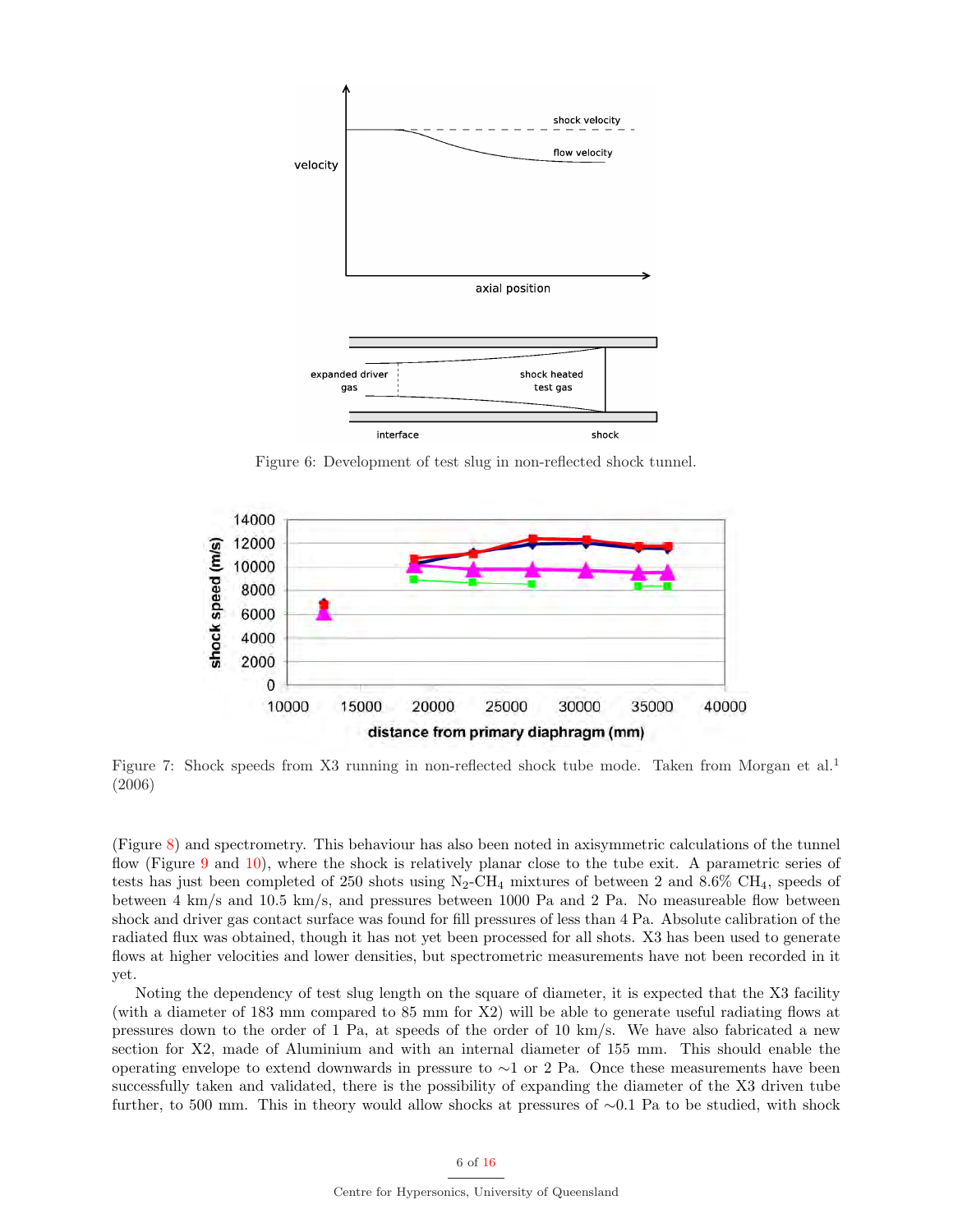Figure 6: Development of test slug in non-reflected shock tunnel.

Figure 7: Shock speeds from X3 running in non-reflected shock tube mode. Taken from Morgan et al.[1] (2006)

(Figure 8) and spectrometry. This behaviour has also been noted in axisymmetric calculations of the tunnel flow (Figure 9 and 10), where the shock is relatively planar close to the tube exit. A parametric series of tests has just been completed of 250 shots using $N_2$-$CH_4$ mixtures of between 2 and 8.6% $CH_4$, speeds of between 4 km/s and 10.5 km/s, and pressures between 1000 Pa and 2 Pa. No measureable flow between shock and driver gas contact surface was found for fill pressures of less than 4 Pa. Absolute calibration of the radiated flux was obtained, though it has not yet been processed for all shots. X3 has been used to generate flows at higher velocities and lower densities, but spectrometric measurements have not been recorded in it yet.

Noting the dependency of test slug length on the square of diameter, it is expected that the X3 facility (with a diameter of 183 mm compared to 85 mm for X2) will be able to generate useful radiating flows at pressures down to the order of 1 Pa, at speeds of the order of 10 km/s. We have also fabricated a new section for X2, made of Aluminium and with an internal diameter of 155 mm. This should enable the operating envelope to extend downwards in pressure to $\sim$1 or 2 Pa. Once these measurements have been successfully taken and validated, there is the possibility of expanding the diameter of the X3 driven tube further, to 500 mm. This in theory would allow shocks at pressures of $\sim$0.1 Pa to be studied, with shock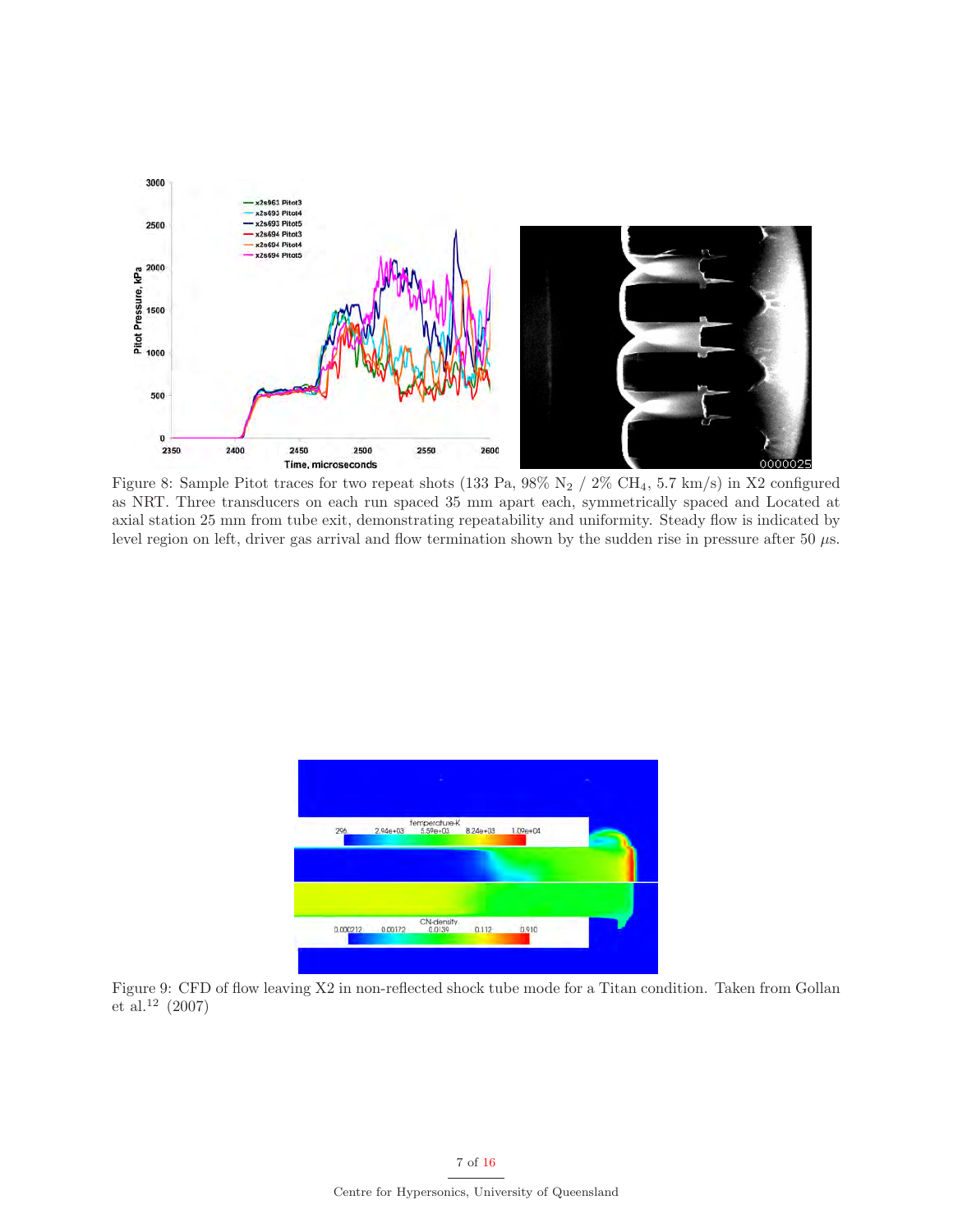Figure 8: Sample Pitot traces for two repeat shots (133 Pa, 98% $N_2$ / 2% $CH_4$, 5.7 km/s) in X2 configured as NRT. Three transducers on each run spaced 35 mm apart each, symmetrically spaced and Located at axial station 25 mm from tube exit, demonstrating repeatability and uniformity. Steady flow is indicated by level region on left, driver gas arrival and flow termination shown by the sudden rise in pressure after 50 $\mu$s.

Figure 9: CFD of flow leaving X2 in non-reflected shock tube mode for a Titan condition. Taken from Gollan et al.[12] (2007)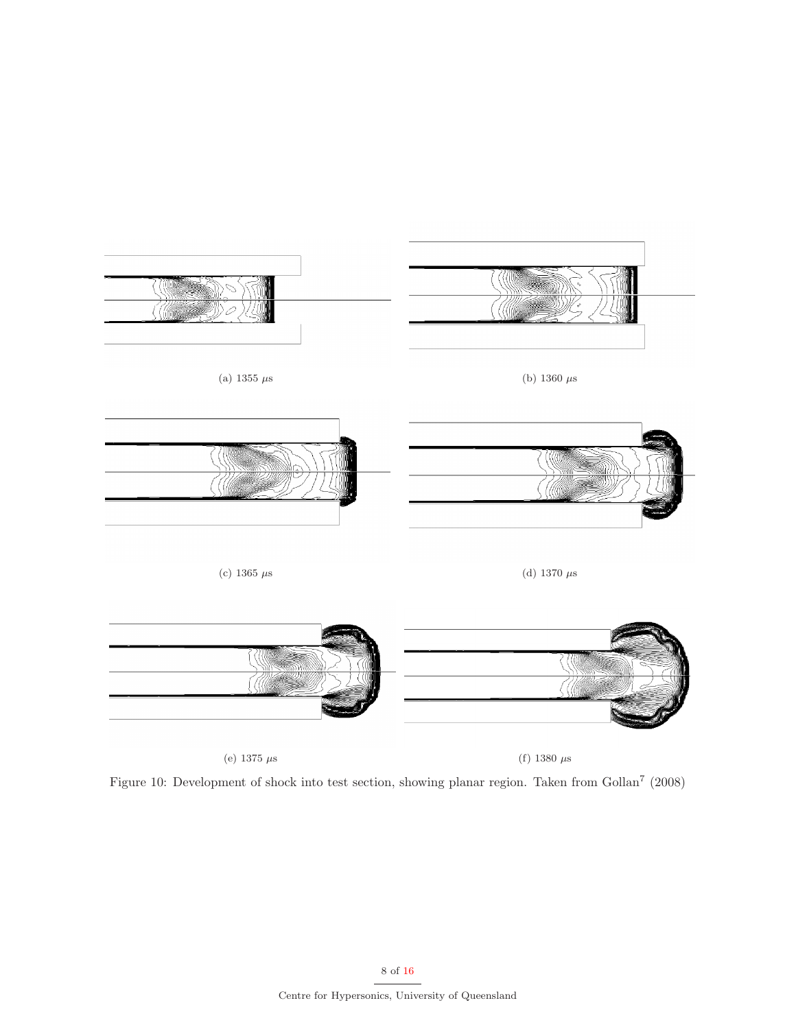(a) 1355 $\mu$s

(b) 1360 $\mu$s

(c) 1365 $\mu$s

(d) 1370 $\mu$s

(e) 1375 $\mu$s

(f) 1380 $\mu$s

Figure 10: Development of shock into test section, showing planar region. Taken from Gollan[7] (2008)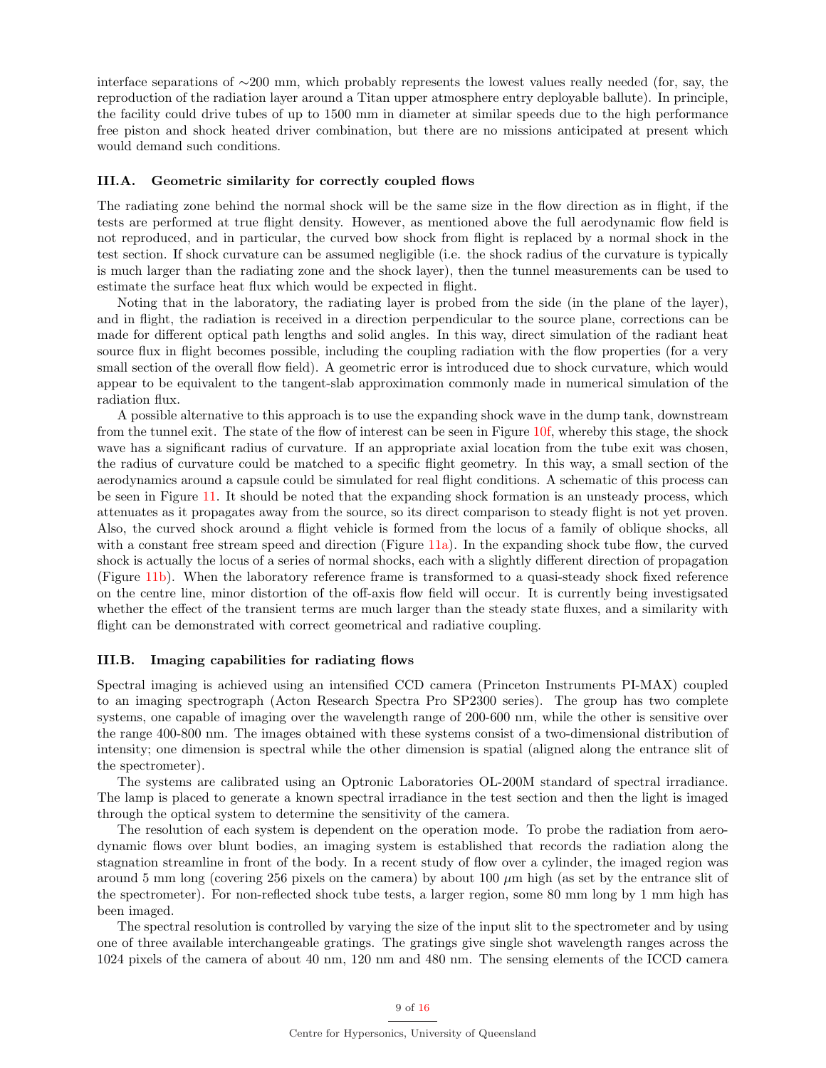interface separations of ∼200 mm, which probably represents the lowest values really needed (for, say, the reproduction of the radiation layer around a Titan upper atmosphere entry deployable ballute). In principle, the facility could drive tubes of up to 1500 mm in diameter at similar speeds due to the high performance free piston and shock heated driver combination, but there are no missions anticipated at present which would demand such conditions.

### III.A. Geometric similarity for correctly coupled flows

The radiating zone behind the normal shock will be the same size in the flow direction as in flight, if the tests are performed at true flight density. However, as mentioned above the full aerodynamic flow field is not reproduced, and in particular, the curved bow shock from flight is replaced by a normal shock in the test section. If shock curvature can be assumed negligible (i.e. the shock radius of the curvature is typically is much larger than the radiating zone and the shock layer), then the tunnel measurements can be used to estimate the surface heat flux which would be expected in flight.

Noting that in the laboratory, the radiating layer is probed from the side (in the plane of the layer), and in flight, the radiation is received in a direction perpendicular to the source plane, corrections can be made for different optical path lengths and solid angles. In this way, direct simulation of the radiant heat source flux in flight becomes possible, including the coupling radiation with the flow properties (for a very small section of the overall flow field). A geometric error is introduced due to shock curvature, which would appear to be equivalent to the tangent-slab approximation commonly made in numerical simulation of the radiation flux.

A possible alternative to this approach is to use the expanding shock wave in the dump tank, downstream from the tunnel exit. The state of the flow of interest can be seen in Figure 10f, whereby this stage, the shock wave has a significant radius of curvature. If an appropriate axial location from the tube exit was chosen, the radius of curvature could be matched to a specific flight geometry. In this way, a small section of the aerodynamics around a capsule could be simulated for real flight conditions. A schematic of this process can be seen in Figure 11. It should be noted that the expanding shock formation is an unsteady process, which attenuates as it propagates away from the source, so its direct comparison to steady flight is not yet proven. Also, the curved shock around a flight vehicle is formed from the locus of a family of oblique shocks, all with a constant free stream speed and direction (Figure 11a). In the expanding shock tube flow, the curved shock is actually the locus of a series of normal shocks, each with a slightly different direction of propagation (Figure 11b). When the laboratory reference frame is transformed to a quasi-steady shock fixed reference on the centre line, minor distortion of the off-axis flow field will occur. It is currently being investigsated whether the effect of the transient terms are much larger than the steady state fluxes, and a similarity with flight can be demonstrated with correct geometrical and radiative coupling.

### III.B. Imaging capabilities for radiating flows

Spectral imaging is achieved using an intensified CCD camera (Princeton Instruments PI-MAX) coupled to an imaging spectrograph (Acton Research Spectra Pro SP2300 series). The group has two complete systems, one capable of imaging over the wavelength range of 200-600 nm, while the other is sensitive over the range 400-800 nm. The images obtained with these systems consist of a two-dimensional distribution of intensity; one dimension is spectral while the other dimension is spatial (aligned along the entrance slit of the spectrometer).

The systems are calibrated using an Optronic Laboratories OL-200M standard of spectral irradiance. The lamp is placed to generate a known spectral irradiance in the test section and then the light is imaged through the optical system to determine the sensitivity of the camera.

The resolution of each system is dependent on the operation mode. To probe the radiation from aerodynamic flows over blunt bodies, an imaging system is established that records the radiation along the stagnation streamline in front of the body. In a recent study of flow over a cylinder, the imaged region was around 5 mm long (covering 256 pixels on the camera) by about 100 $\mu$m high (as set by the entrance slit of the spectrometer). For non-reflected shock tube tests, a larger region, some 80 mm long by 1 mm high has been imaged.

The spectral resolution is controlled by varying the size of the input slit to the spectrometer and by using one of three available interchangeable gratings. The gratings give single shot wavelength ranges across the 1024 pixels of the camera of about 40 nm, 120 nm and 480 nm. The sensing elements of the ICCD camera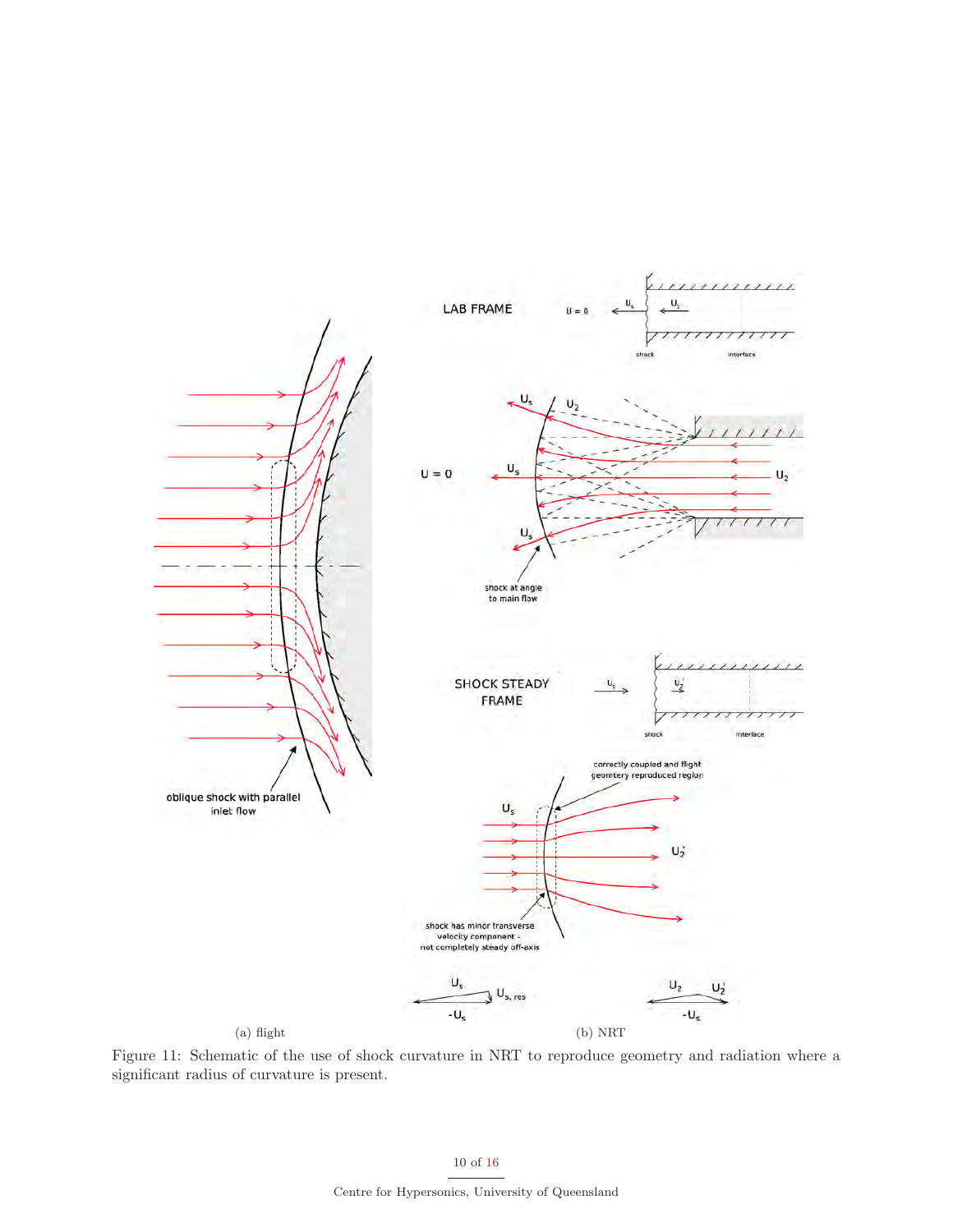(a) flight

(b) NRT

Figure 11: Schematic of the use of shock curvature in NRT to reproduce geometry and radiation where a significant radius of curvature is present.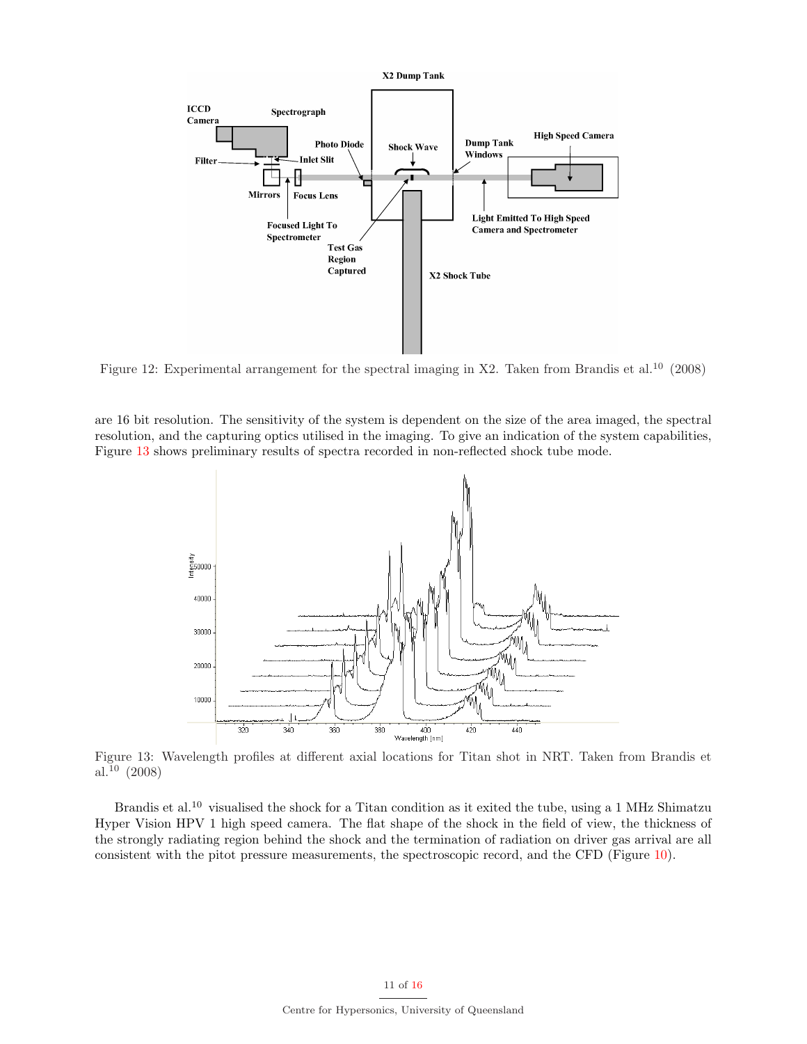Figure 12: Experimental arrangement for the spectral imaging in X2. Taken from Brandis et al.[10] (2008)

are 16 bit resolution. The sensitivity of the system is dependent on the size of the area imaged, the spectral resolution, and the capturing optics utilised in the imaging. To give an indication of the system capabilities, Figure 13 shows preliminary results of spectra recorded in non-reflected shock tube mode.

Figure 13: Wavelength profiles at different axial locations for Titan shot in NRT. Taken from Brandis et al.[10] (2008)

Brandis et al.[10] visualised the shock for a Titan condition as it exited the tube, using a 1 MHz Shimatzu Hyper Vision HPV 1 high speed camera. The flat shape of the shock in the field of view, the thickness of the strongly radiating region behind the shock and the termination of radiation on driver gas arrival are all consistent with the pitot pressure measurements, the spectroscopic record, and the CFD (Figure 10).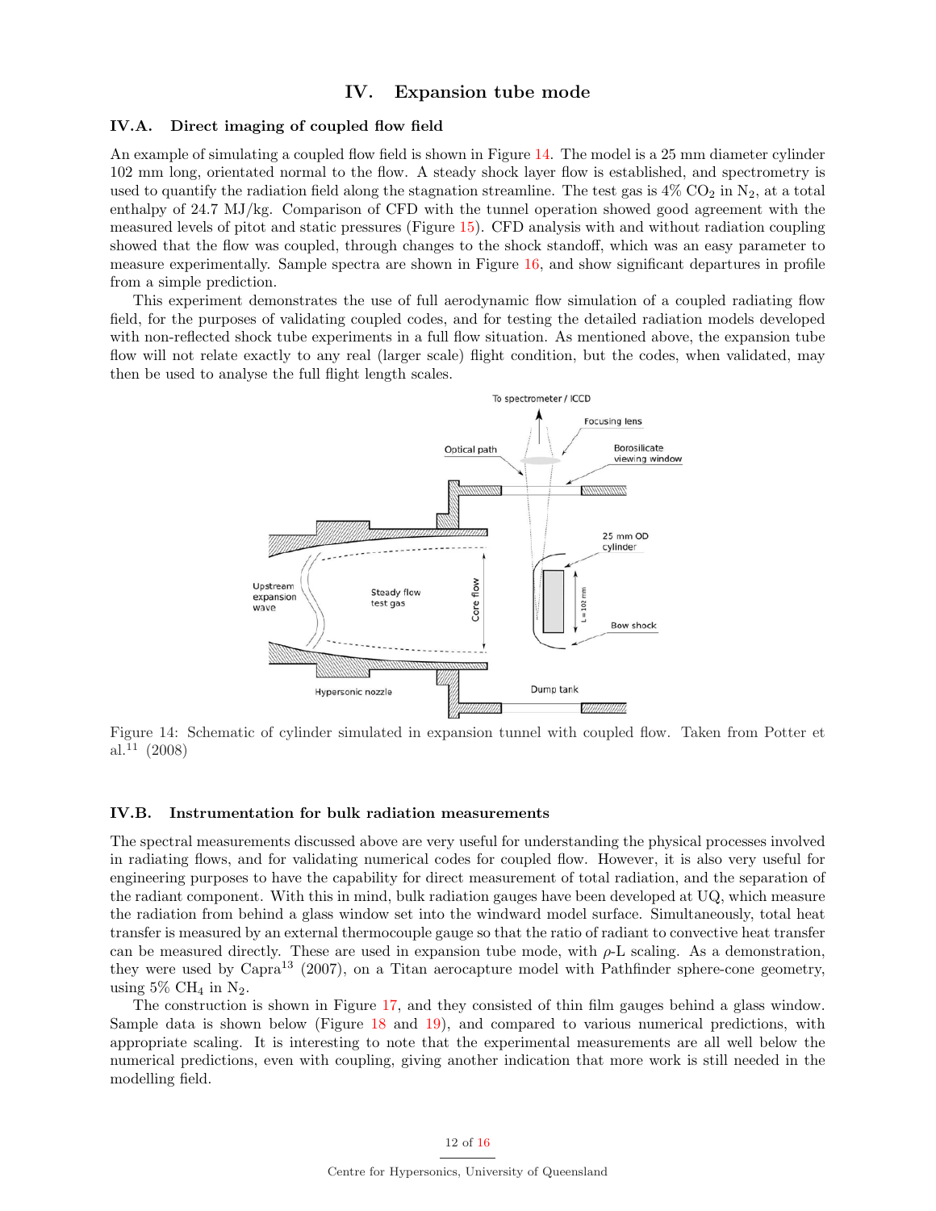# IV. Expansion tube mode

## IV.A. Direct imaging of coupled flow field

An example of simulating a coupled flow field is shown in Figure 14. The model is a 25 mm diameter cylinder 102 mm long, orientated normal to the flow. A steady shock layer flow is established, and spectrometry is used to quantify the radiation field along the stagnation streamline. The test gas is 4% $CO_2$ in $N_2$, at a total enthalpy of 24.7 MJ/kg. Comparison of CFD with the tunnel operation showed good agreement with the measured levels of pitot and static pressures (Figure 15). CFD analysis with and without radiation coupling showed that the flow was coupled, through changes to the shock standoff, which was an easy parameter to measure experimentally. Sample spectra are shown in Figure 16, and show significant departures in profile from a simple prediction.

This experiment demonstrates the use of full aerodynamic flow simulation of a coupled radiating flow field, for the purposes of validating coupled codes, and for testing the detailed radiation models developed with non-reflected shock tube experiments in a full flow situation. As mentioned above, the expansion tube flow will not relate exactly to any real (larger scale) flight condition, but the codes, when validated, may then be used to analyse the full flight length scales.

Figure 14: Schematic of cylinder simulated in expansion tunnel with coupled flow. Taken from Potter et al.[11] (2008)

## IV.B. Instrumentation for bulk radiation measurements

The spectral measurements discussed above are very useful for understanding the physical processes involved in radiating flows, and for validating numerical codes for coupled flow. However, it is also very useful for engineering purposes to have the capability for direct measurement of total radiation, and the separation of the radiant component. With this in mind, bulk radiation gauges have been developed at UQ, which measure the radiation from behind a glass window set into the windward model surface. Simultaneously, total heat transfer is measured by an external thermocouple gauge so that the ratio of radiant to convective heat transfer can be measured directly. These are used in expansion tube mode, with $\rho$-L scaling. As a demonstration, they were used by Capra[13] (2007), on a Titan aerocapture model with Pathfinder sphere-cone geometry, using 5% $CH_4$ in $N_2$.

The construction is shown in Figure 17, and they consisted of thin film gauges behind a glass window. Sample data is shown below (Figure 18 and 19), and compared to various numerical predictions, with appropriate scaling. It is interesting to note that the experimental measurements are all well below the numerical predictions, even with coupling, giving another indication that more work is still needed in the modelling field.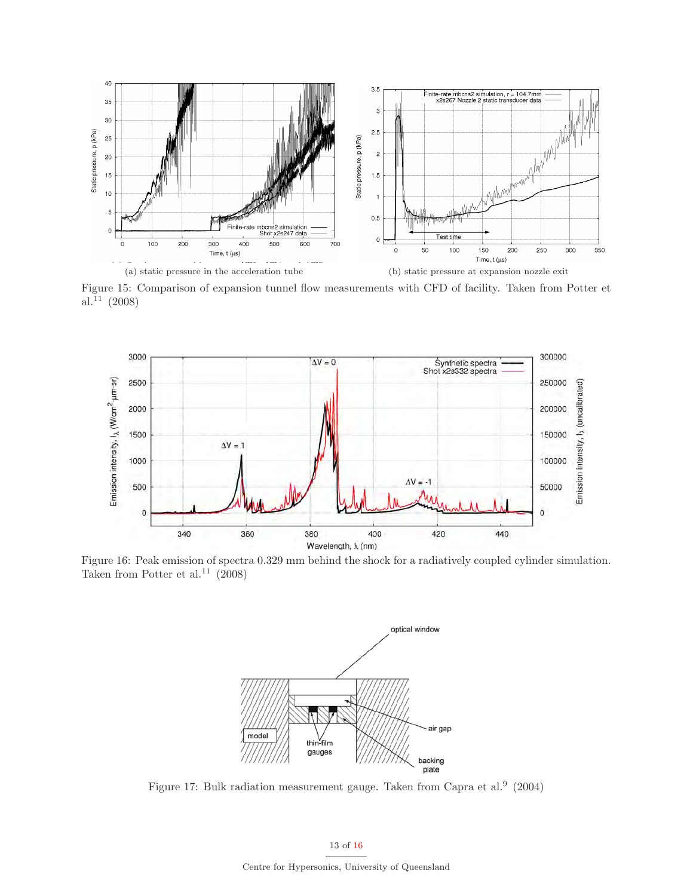(a) static pressure in the acceleration tube

(b) static pressure at expansion nozzle exit

Figure 15: Comparison of expansion tunnel flow measurements with CFD of facility. Taken from Potter et al.[11] (2008)

Figure 16: Peak emission of spectra 0.329 mm behind the shock for a radiatively coupled cylinder simulation. Taken from Potter et al.[11] (2008)

Figure 17: Bulk radiation measurement gauge. Taken from Capra et al.[9] (2004)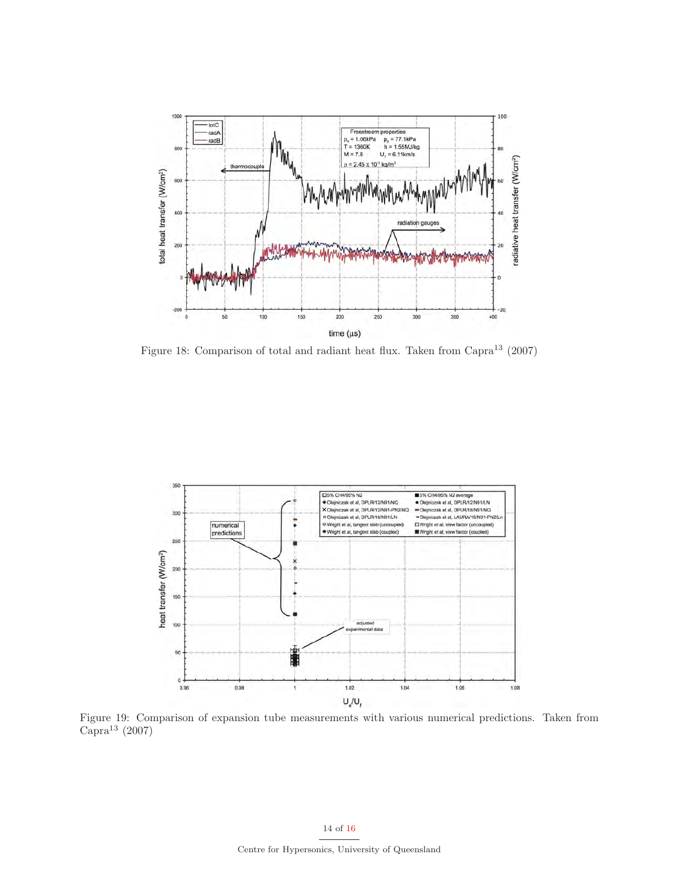Figure 18: Comparison of total and radiant heat flux. Taken from Capra[13] (2007)

Figure 19: Comparison of expansion tube measurements with various numerical predictions. Taken from Capra[13] (2007)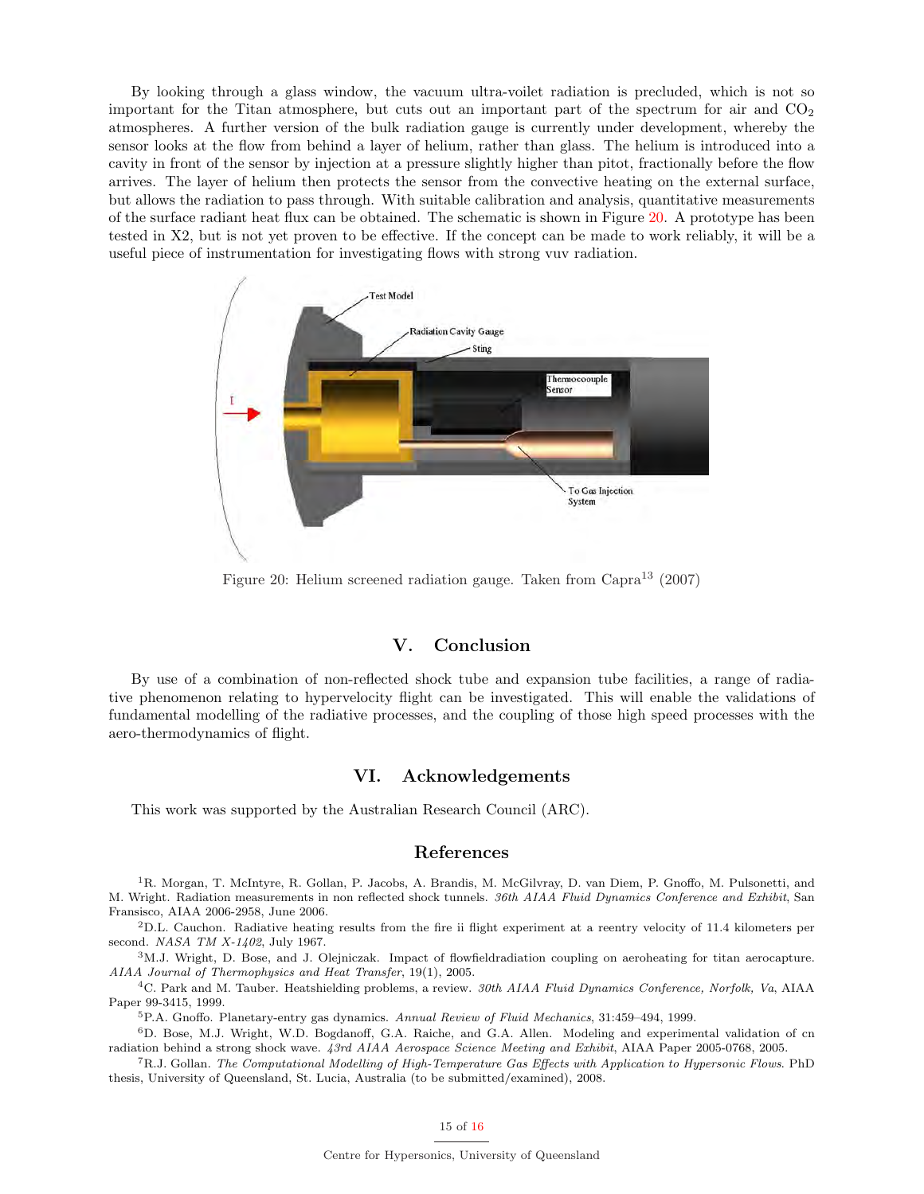By looking through a glass window, the vacuum ultra-voilet radiation is precluded, which is not so important for the Titan atmosphere, but cuts out an important part of the spectrum for air and $CO_2$ atmospheres. A further version of the bulk radiation gauge is currently under development, whereby the sensor looks at the flow from behind a layer of helium, rather than glass. The helium is introduced into a cavity in front of the sensor by injection at a pressure slightly higher than pitot, fractionally before the flow arrives. The layer of helium then protects the sensor from the convective heating on the external surface, but allows the radiation to pass through. With suitable calibration and analysis, quantitative measurements of the surface radiant heat flux can be obtained. The schematic is shown in Figure 20. A prototype has been tested in X2, but is not yet proven to be effective. If the concept can be made to work reliably, it will be a useful piece of instrumentation for investigating flows with strong vuv radiation.

Figure 20: Helium screened radiation gauge. Taken from Capra[13] (2007)

## V. Conclusion

By use of a combination of non-reflected shock tube and expansion tube facilities, a range of radiative phenomenon relating to hypervelocity flight can be investigated. This will enable the validations of fundamental modelling of the radiative processes, and the coupling of those high speed processes with the aero-thermodynamics of flight.

## VI. Acknowledgements

This work was supported by the Australian Research Council (ARC).

## References

[1] R. Morgan, T. McIntyre, R. Gollan, P. Jacobs, A. Brandis, M. McGilvray, D. van Diem, P. Gnoffo, M. Pulsonetti, and M. Wright. Radiation measurements in non reflected shock tunnels. *36th AIAA Fluid Dynamics Conference and Exhibit*, San Fransisco, AIAA 2006-2958, June 2006.

[2] D.L. Cauchon. Radiative heating results from the fire ii flight experiment at a reentry velocity of 11.4 kilometers per second. *NASA TM X-1402*, July 1967.

[3] M.J. Wright, D. Bose, and J. Olejniczak. Impact of flowfieldradiation coupling on aeroheating for titan aerocapture. *AIAA Journal of Thermophysics and Heat Transfer*, 19(1), 2005.

[4] C. Park and M. Tauber. Heatshielding problems, a review. *30th AIAA Fluid Dynamics Conference, Norfolk, Va*, AIAA Paper 99-3415, 1999.

[5] P.A. Gnoffo. Planetary-entry gas dynamics. *Annual Review of Fluid Mechanics*, 31:459–494, 1999.

[6] D. Bose, M.J. Wright, W.D. Bogdanoff, G.A. Raiche, and G.A. Allen. Modeling and experimental validation of cn radiation behind a strong shock wave. *43rd AIAA Aerospace Science Meeting and Exhibit*, AIAA Paper 2005-0768, 2005.

[7] R.J. Gollan. *The Computational Modelling of High-Temperature Gas Effects with Application to Hypersonic Flows*. PhD thesis, University of Queensland, St. Lucia, Australia (to be submitted/examined), 2008.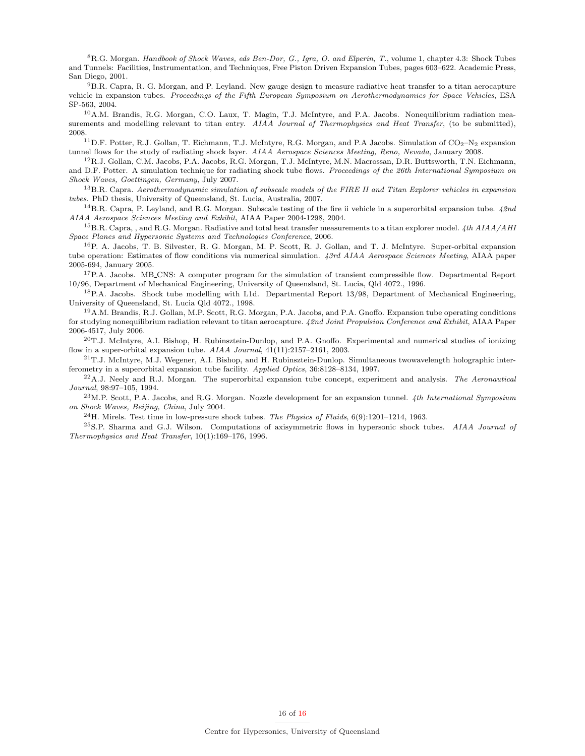[8]R.G. Morgan. *Handbook of Shock Waves, eds Ben-Dor, G., Igra, O. and Elperin, T.*, volume 1, chapter 4.3: Shock Tubes and Tunnels: Facilities, Instrumentation, and Techniques, Free Piston Driven Expansion Tubes, pages 603–622. Academic Press, San Diego, 2001.

[9]B.R. Capra, R. G. Morgan, and P. Leyland. New gauge design to measure radiative heat transfer to a titan aerocapture vehicle in expansion tubes. *Proceedings of the Fifth European Symposium on Aerothermodynamics for Space Vehicles*, ESA SP-563, 2004.

[10]A.M. Brandis, R.G. Morgan, C.O. Laux, T. Magin, T.J. McIntyre, and P.A. Jacobs. Nonequilibrium radiation measurements and modelling relevant to titan entry. *AIAA Journal of Thermophysics and Heat Transfer*, (to be submitted), 2008.

[11]D.F. Potter, R.J. Gollan, T. Eichmann, T.J. McIntyre, R.G. Morgan, and P.A Jacobs. Simulation of $CO_2$–$N_2$ expansion tunnel flows for the study of radiating shock layer. *AIAA Aerospace Sciences Meeting, Reno, Nevada*, January 2008.

[12]R.J. Gollan, C.M. Jacobs, P.A. Jacobs, R.G. Morgan, T.J. McIntyre, M.N. Macrossan, D.R. Buttsworth, T.N. Eichmann, and D.F. Potter. A simulation technique for radiating shock tube flows. *Proceedings of the 26th International Symposium on Shock Waves, Goettingen, Germany*, July 2007.

[13]B.R. Capra. *Aerothermodynamic simulation of subscale models of the FIRE II and Titan Explorer vehicles in expansion tubes*. PhD thesis, University of Queensland, St. Lucia, Australia, 2007.

[14]B.R. Capra, P. Leyland, and R.G. Morgan. Subscale testing of the fire ii vehicle in a superorbital expansion tube. *42nd AIAA Aerospace Sciences Meeting and Exhibit*, AIAA Paper 2004-1298, 2004.

[15]B.R. Capra, , and R.G. Morgan. Radiative and total heat transfer measurements to a titan explorer model. *4th AIAA/AHI Space Planes and Hypersonic Systems and Technologies Conference*, 2006.

[16]P. A. Jacobs, T. B. Silvester, R. G. Morgan, M. P. Scott, R. J. Gollan, and T. J. McIntyre. Super-orbital expansion tube operation: Estimates of flow conditions via numerical simulation. *43rd AIAA Aerospace Sciences Meeting*, AIAA paper 2005-694, January 2005.

[17]P.A. Jacobs. MB_CNS: A computer program for the simulation of transient compressible flow. Departmental Report 10/96, Department of Mechanical Engineering, University of Queensland, St. Lucia, Qld 4072., 1996.

[18]P.A. Jacobs. Shock tube modelling with L1d. Departmental Report 13/98, Department of Mechanical Engineering, University of Queensland, St. Lucia Qld 4072., 1998.

[19]A.M. Brandis, R.J. Gollan, M.P. Scott, R.G. Morgan, P.A. Jacobs, and P.A. Gnoffo. Expansion tube operating conditions for studying nonequilibrium radiation relevant to titan aerocapture. *42nd Joint Propulsion Conference and Exhibit*, AIAA Paper 2006-4517, July 2006.

[20]T.J. McIntyre, A.I. Bishop, H. Rubinsztein-Dunlop, and P.A. Gnoffo. Experimental and numerical studies of ionizing flow in a super-orbital expansion tube. *AIAA Journal*, 41(11):2157–2161, 2003.

[21]T.J. McIntyre, M.J. Wegener, A.I. Bishop, and H. Rubinsztein-Dunlop. Simultaneous twowavelength holographic interferometry in a superorbital expansion tube facility. *Applied Optics*, 36:8128–8134, 1997.

[22]A.J. Neely and R.J. Morgan. The superorbital expansion tube concept, experiment and analysis. *The Aeronautical Journal*, 98:97–105, 1994.

[23]M.P. Scott, P.A. Jacobs, and R.G. Morgan. Nozzle development for an expansion tunnel. *4th International Symposium on Shock Waves, Beijing, China*, July 2004.

[24]H. Mirels. Test time in low-pressure shock tubes. *The Physics of Fluids*, 6(9):1201–1214, 1963.

[25]S.P. Sharma and G.J. Wilson. Computations of axisymmetric flows in hypersonic shock tubes. *AIAA Journal of Thermophysics and Heat Transfer*, 10(1):169–176, 1996.